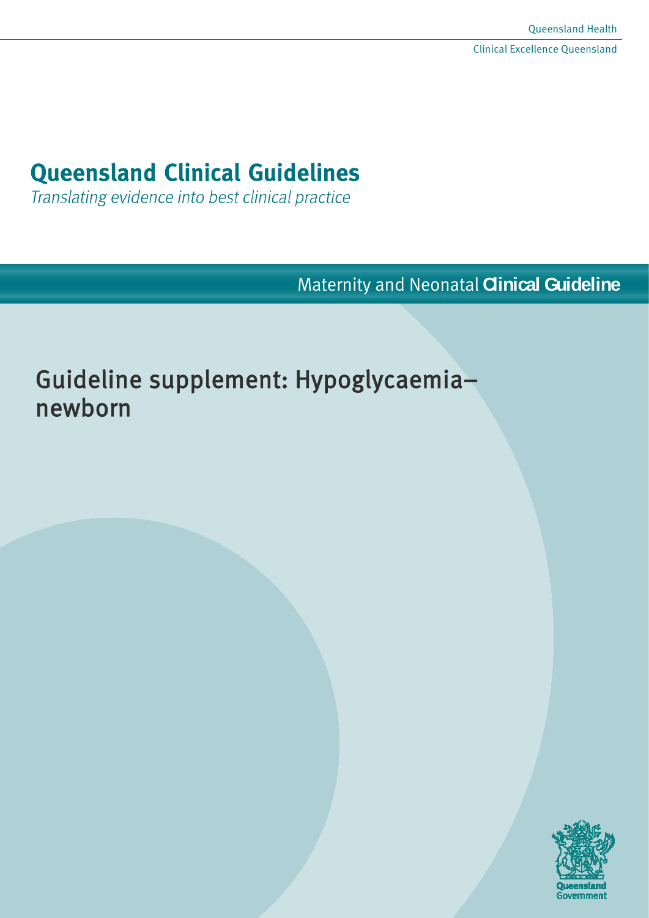Queensland Health

Clinical Excellence Queensland

# Queensland Clinical Guidelines

*Translating evidence into best clinical practice*

Maternity and Neonatal **Clinical Guideline**

## Guideline supplement: Hypoglycaemia–newborn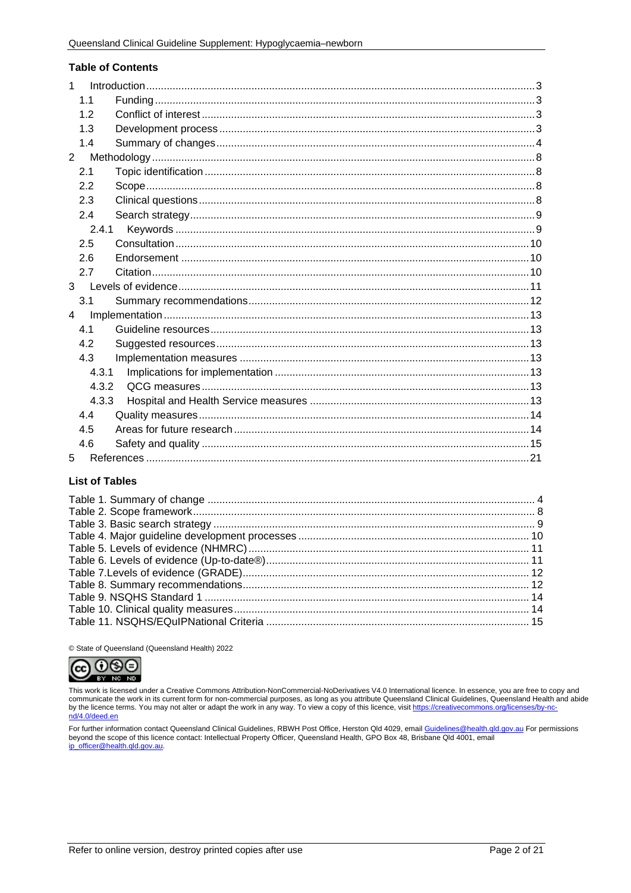## Table of Contents

| | | |
|---|---|---|
| 1 | Introduction | 3 |
| 1.1 | Funding | 3 |
| 1.2 | Conflict of interest | 3 |
| 1.3 | Development process | 3 |
| 1.4 | Summary of changes | 4 |
| 2 | Methodology | 8 |
| 2.1 | Topic identification | 8 |
| 2.2 | Scope | 8 |
| 2.3 | Clinical questions | 8 |
| 2.4 | Search strategy | 9 |
| 2.4.1 | Keywords | 9 |
| 2.5 | Consultation | 10 |
| 2.6 | Endorsement | 10 |
| 2.7 | Citation | 10 |
| 3 | Levels of evidence | 11 |
| 3.1 | Summary recommendations | 12 |
| 4 | Implementation | 13 |
| 4.1 | Guideline resources | 13 |
| 4.2 | Suggested resources | 13 |
| 4.3 | Implementation measures | 13 |
| 4.3.1 | Implications for implementation | 13 |
| 4.3.2 | QCG measures | 13 |
| 4.3.3 | Hospital and Health Service measures | 13 |
| 4.4 | Quality measures | 14 |
| 4.5 | Areas for future research | 14 |
| 4.6 | Safety and quality | 15 |
| 5 | References | 21 |

## List of Tables

| | |
|---|---|
| Table 1. Summary of change | 4 |
| Table 2. Scope framework | 8 |
| Table 3. Basic search strategy | 9 |
| Table 4. Major guideline development processes | 10 |
| Table 5. Levels of evidence (NHMRC) | 11 |
| Table 6. Levels of evidence (Up-to-date®) | 11 |
| Table 7.Levels of evidence (GRADE) | 12 |
| Table 8. Summary recommendations | 12 |
| Table 9. NSQHS Standard 1 | 14 |
| Table 10. Clinical quality measures | 14 |
| Table 11. NSQHS/EQuIPNational Criteria | 15 |

© State of Queensland (Queensland Health) 2022

This work is licensed under a Creative Commons Attribution-NonCommercial-NoDerivatives V4.0 International licence. In essence, you are free to copy and communicate the work in its current form for non-commercial purposes, as long as you attribute Queensland Clinical Guidelines, Queensland Health and abide by the licence terms. You may not alter or adapt the work in any way. To view a copy of this licence, visit https://creativecommons.org/licenses/by-nc-nd/4.0/deed.en

For further information contact Queensland Clinical Guidelines, RBWH Post Office, Herston Qld 4029, email Guidelines@health.qld.gov.au For permissions beyond the scope of this licence contact: Intellectual Property Officer, Queensland Health, GPO Box 48, Brisbane Qld 4001, email ip_officer@health.qld.gov.au.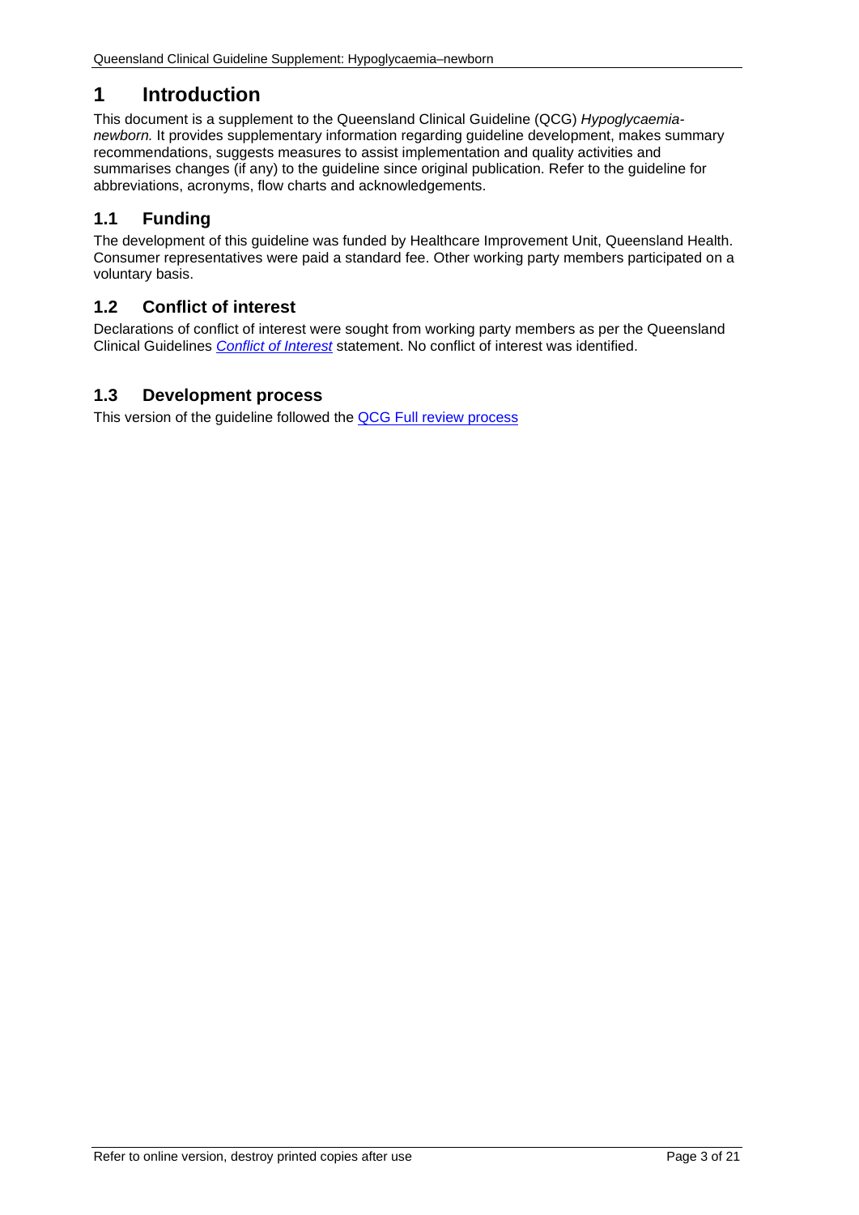# 1 Introduction

This document is a supplement to the Queensland Clinical Guideline (QCG) *Hypoglycaemia-newborn.* It provides supplementary information regarding guideline development, makes summary recommendations, suggests measures to assist implementation and quality activities and summarises changes (if any) to the guideline since original publication. Refer to the guideline for abbreviations, acronyms, flow charts and acknowledgements.

## 1.1 Funding

The development of this guideline was funded by Healthcare Improvement Unit, Queensland Health. Consumer representatives were paid a standard fee. Other working party members participated on a voluntary basis.

## 1.2 Conflict of interest

Declarations of conflict of interest were sought from working party members as per the Queensland Clinical Guidelines *Conflict of Interest* statement. No conflict of interest was identified.

## 1.3 Development process

This version of the guideline followed the QCG Full review process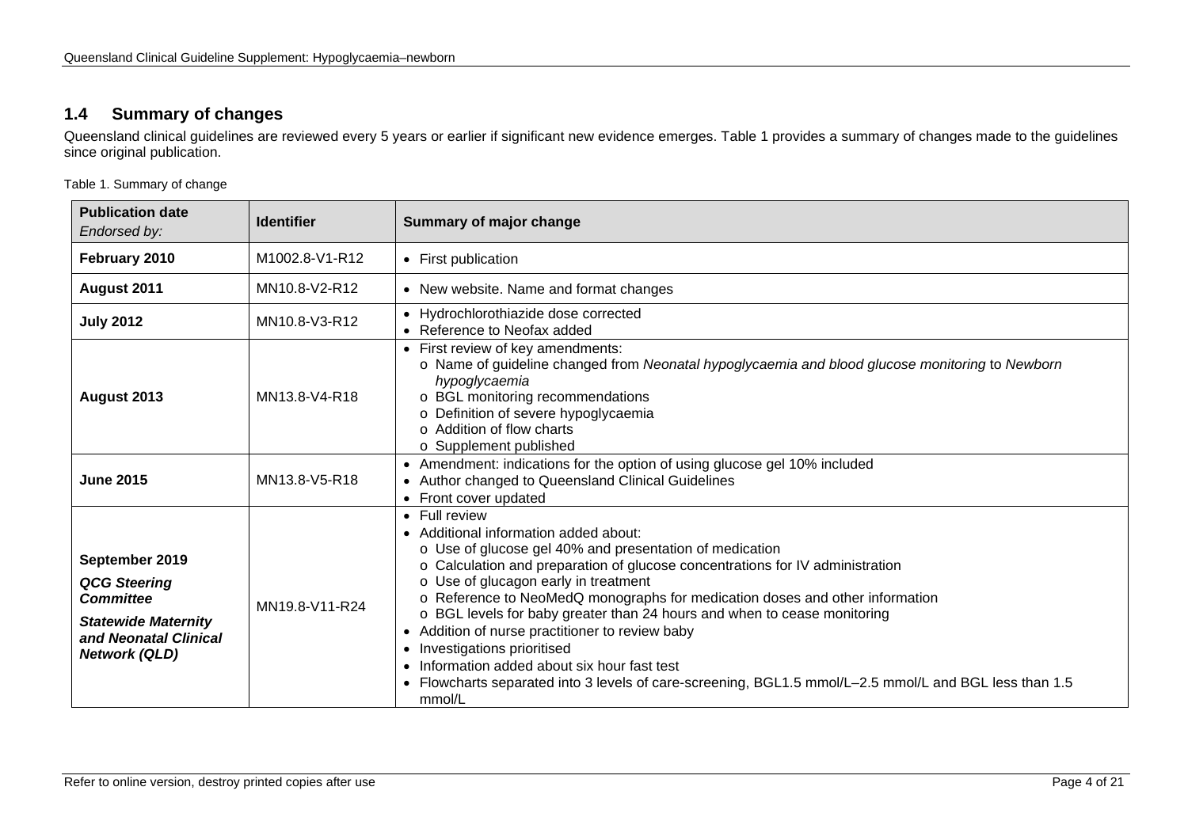## 1.4 Summary of changes

Queensland clinical guidelines are reviewed every 5 years or earlier if significant new evidence emerges. Table 1 provides a summary of changes made to the guidelines since original publication.

Table 1. Summary of change

| **Publication date** *Endorsed by:* | **Identifier** | **Summary of major change** |
|---|---|---|
| **February 2010** | M1002.8-V1-R12 | • First publication |
| **August 2011** | MN10.8-V2-R12 | • New website. Name and format changes |
| **July 2012** | MN10.8-V3-R12 | • Hydrochlorothiazide dose corrected<br>• Reference to Neofax added |
| **August 2013** | MN13.8-V4-R18 | • First review of key amendments:<br>  o Name of guideline changed from *Neonatal hypoglycaemia and blood glucose monitoring* to *Newborn hypoglycaemia*<br>  o BGL monitoring recommendations<br>  o Definition of severe hypoglycaemia<br>  o Addition of flow charts<br>  o Supplement published |
| **June 2015** | MN13.8-V5-R18 | • Amendment: indications for the option of using glucose gel 10% included<br>• Author changed to Queensland Clinical Guidelines<br>• Front cover updated |
| **September 2019**<br>***QCG Steering Committee***<br>***Statewide Maternity and Neonatal Clinical Network (QLD)*** | MN19.8-V11-R24 | • Full review<br>• Additional information added about:<br>  o Use of glucose gel 40% and presentation of medication<br>  o Calculation and preparation of glucose concentrations for IV administration<br>  o Use of glucagon early in treatment<br>  o Reference to NeoMedQ monographs for medication doses and other information<br>  o BGL levels for baby greater than 24 hours and when to cease monitoring<br>• Addition of nurse practitioner to review baby<br>• Investigations prioritised<br>• Information added about six hour fast test<br>• Flowcharts separated into 3 levels of care-screening, BGL1.5 mmol/L–2.5 mmol/L and BGL less than 1.5 mmol/L |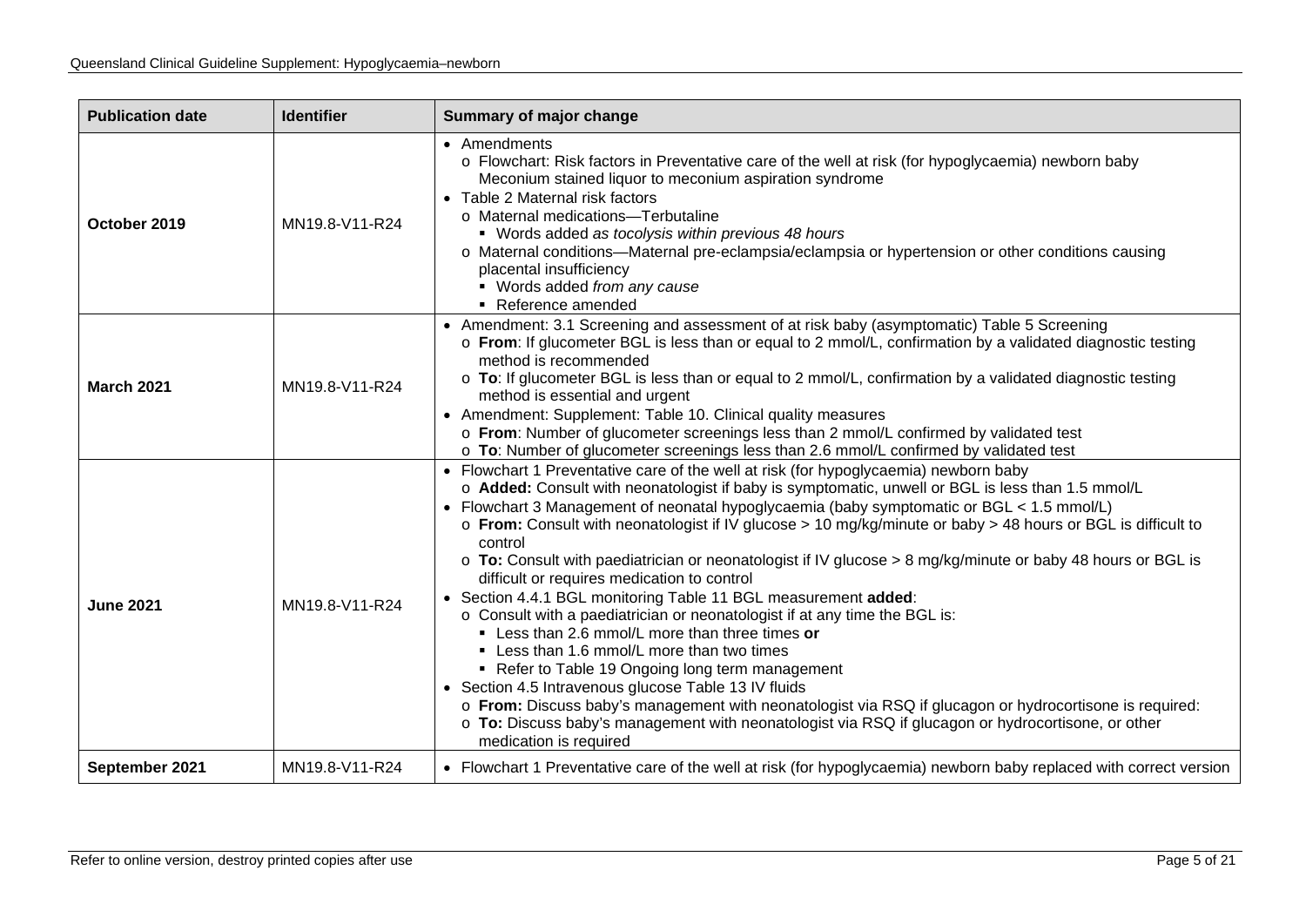| Publication date | Identifier | Summary of major change |
|---|---|---|
| **October 2019** | MN19.8-V11-R24 | • Amendments<br>o Flowchart: Risk factors in Preventative care of the well at risk (for hypoglycaemia) newborn baby Meconium stained liquor to meconium aspiration syndrome<br>• Table 2 Maternal risk factors<br>o Maternal medications—Terbutaline<br>▪ Words added *as tocolysis within previous 48 hours*<br>o Maternal conditions—Maternal pre-eclampsia/eclampsia or hypertension or other conditions causing placental insufficiency<br>▪ Words added *from any cause*<br>▪ Reference amended |
| **March 2021** | MN19.8-V11-R24 | • Amendment: 3.1 Screening and assessment of at risk baby (asymptomatic) Table 5 Screening<br>o **From**: If glucometer BGL is less than or equal to 2 mmol/L, confirmation by a validated diagnostic testing method is recommended<br>o **To**: If glucometer BGL is less than or equal to 2 mmol/L, confirmation by a validated diagnostic testing method is essential and urgent<br>• Amendment: Supplement: Table 10. Clinical quality measures<br>o **From**: Number of glucometer screenings less than 2 mmol/L confirmed by validated test<br>o **To**: Number of glucometer screenings less than 2.6 mmol/L confirmed by validated test |
| **June 2021** | MN19.8-V11-R24 | • Flowchart 1 Preventative care of the well at risk (for hypoglycaemia) newborn baby<br>o **Added:** Consult with neonatologist if baby is symptomatic, unwell or BGL is less than 1.5 mmol/L<br>• Flowchart 3 Management of neonatal hypoglycaemia (baby symptomatic or BGL < 1.5 mmol/L)<br>o **From:** Consult with neonatologist if IV glucose > 10 mg/kg/minute or baby > 48 hours or BGL is difficult to control<br>o **To:** Consult with paediatrician or neonatologist if IV glucose > 8 mg/kg/minute or baby 48 hours or BGL is difficult or requires medication to control<br>• Section 4.4.1 BGL monitoring Table 11 BGL measurement **added**:<br>o Consult with a paediatrician or neonatologist if at any time the BGL is:<br>▪ Less than 2.6 mmol/L more than three times **or**<br>▪ Less than 1.6 mmol/L more than two times<br>▪ Refer to Table 19 Ongoing long term management<br>• Section 4.5 Intravenous glucose Table 13 IV fluids<br>o **From:** Discuss baby's management with neonatologist via RSQ if glucagon or hydrocortisone is required:<br>o **To:** Discuss baby's management with neonatologist via RSQ if glucagon or hydrocortisone, or other medication is required |
| **September 2021** | MN19.8-V11-R24 | • Flowchart 1 Preventative care of the well at risk (for hypoglycaemia) newborn baby replaced with correct version |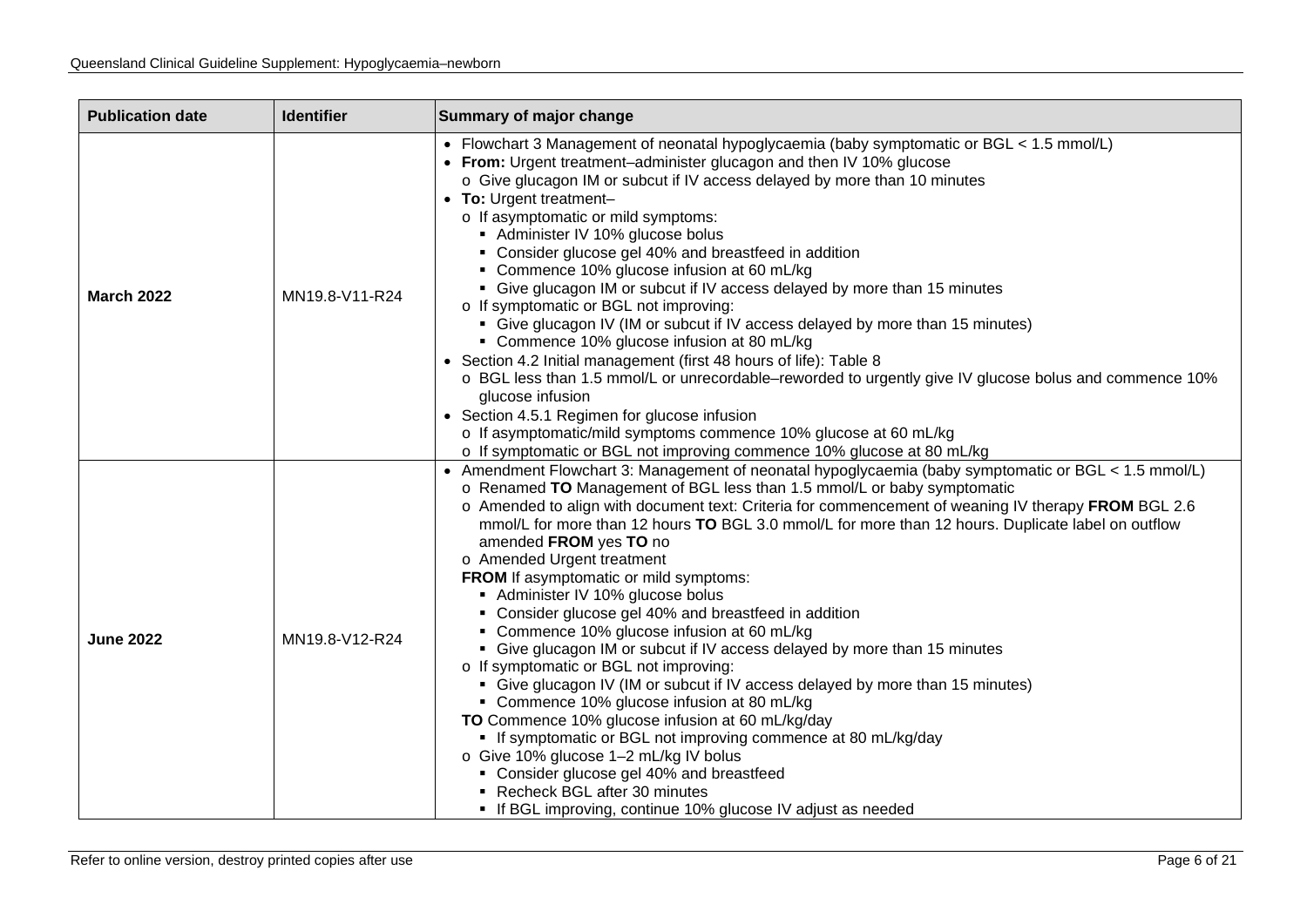| Publication date | Identifier | Summary of major change |
|---|---|---|
| **March 2022** | MN19.8-V11-R24 | • Flowchart 3 Management of neonatal hypoglycaemia (baby symptomatic or BGL < 1.5 mmol/L)<br>• **From:** Urgent treatment–administer glucagon and then IV 10% glucose<br>  o Give glucagon IM or subcut if IV access delayed by more than 10 minutes<br>• **To:** Urgent treatment–<br>  o If asymptomatic or mild symptoms:<br>    ▪ Administer IV 10% glucose bolus<br>    ▪ Consider glucose gel 40% and breastfeed in addition<br>    ▪ Commence 10% glucose infusion at 60 mL/kg<br>    ▪ Give glucagon IM or subcut if IV access delayed by more than 15 minutes<br>  o If symptomatic or BGL not improving:<br>    ▪ Give glucagon IV (IM or subcut if IV access delayed by more than 15 minutes)<br>    ▪ Commence 10% glucose infusion at 80 mL/kg<br>• Section 4.2 Initial management (first 48 hours of life): Table 8<br>  o BGL less than 1.5 mmol/L or unrecordable–reworded to urgently give IV glucose bolus and commence 10% glucose infusion<br>• Section 4.5.1 Regimen for glucose infusion<br>  o If asymptomatic/mild symptoms commence 10% glucose at 60 mL/kg<br>  o If symptomatic or BGL not improving commence 10% glucose at 80 mL/kg |
| **June 2022** | MN19.8-V12-R24 | • Amendment Flowchart 3: Management of neonatal hypoglycaemia (baby symptomatic or BGL < 1.5 mmol/L)<br>  o Renamed **TO** Management of BGL less than 1.5 mmol/L or baby symptomatic<br>  o Amended to align with document text: Criteria for commencement of weaning IV therapy **FROM** BGL 2.6 mmol/L for more than 12 hours **TO** BGL 3.0 mmol/L for more than 12 hours. Duplicate label on outflow amended **FROM** yes **TO** no<br>  o Amended Urgent treatment<br>  **FROM** If asymptomatic or mild symptoms:<br>    ▪ Administer IV 10% glucose bolus<br>    ▪ Consider glucose gel 40% and breastfeed in addition<br>    ▪ Commence 10% glucose infusion at 60 mL/kg<br>    ▪ Give glucagon IM or subcut if IV access delayed by more than 15 minutes<br>  o If symptomatic or BGL not improving:<br>    ▪ Give glucagon IV (IM or subcut if IV access delayed by more than 15 minutes)<br>    ▪ Commence 10% glucose infusion at 80 mL/kg<br>  **TO** Commence 10% glucose infusion at 60 mL/kg/day<br>    ▪ If symptomatic or BGL not improving commence at 80 mL/kg/day<br>  o Give 10% glucose 1–2 mL/kg IV bolus<br>    ▪ Consider glucose gel 40% and breastfeed<br>    ▪ Recheck BGL after 30 minutes<br>    ▪ If BGL improving, continue 10% glucose IV adjust as needed |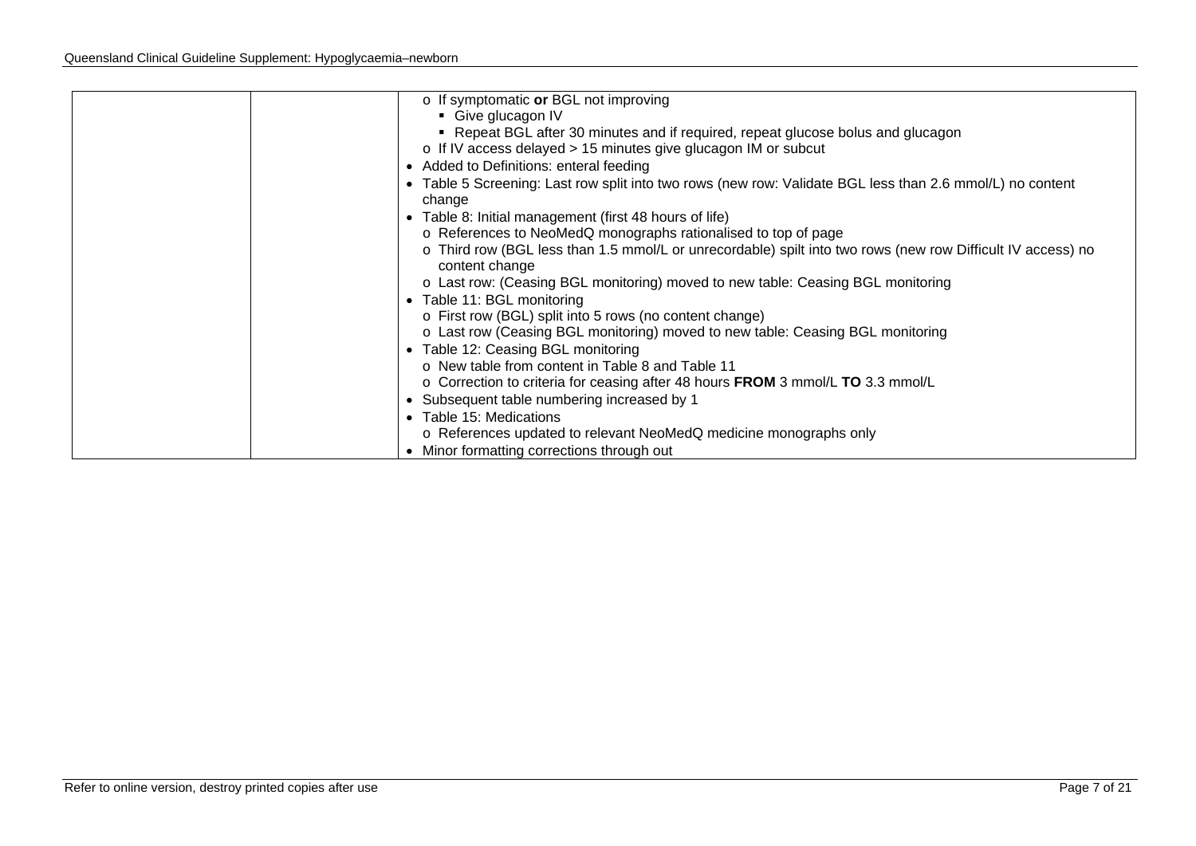|  |  |  |
| --- | --- | --- |
|  |  | o If symptomatic **or** BGL not improving<br>▪ Give glucagon IV<br>▪ Repeat BGL after 30 minutes and if required, repeat glucose bolus and glucagon<br>o If IV access delayed > 15 minutes give glucagon IM or subcut<br>• Added to Definitions: enteral feeding<br>• Table 5 Screening: Last row split into two rows (new row: Validate BGL less than 2.6 mmol/L) no content change<br>• Table 8: Initial management (first 48 hours of life)<br>o References to NeoMedQ monographs rationalised to top of page<br>o Third row (BGL less than 1.5 mmol/L or unrecordable) spilt into two rows (new row Difficult IV access) no content change<br>o Last row: (Ceasing BGL monitoring) moved to new table: Ceasing BGL monitoring<br>• Table 11: BGL monitoring<br>o First row (BGL) split into 5 rows (no content change)<br>o Last row (Ceasing BGL monitoring) moved to new table: Ceasing BGL monitoring<br>• Table 12: Ceasing BGL monitoring<br>o New table from content in Table 8 and Table 11<br>o Correction to criteria for ceasing after 48 hours **FROM** 3 mmol/L **TO** 3.3 mmol/L<br>• Subsequent table numbering increased by 1<br>• Table 15: Medications<br>o References updated to relevant NeoMedQ medicine monographs only<br>• Minor formatting corrections through out |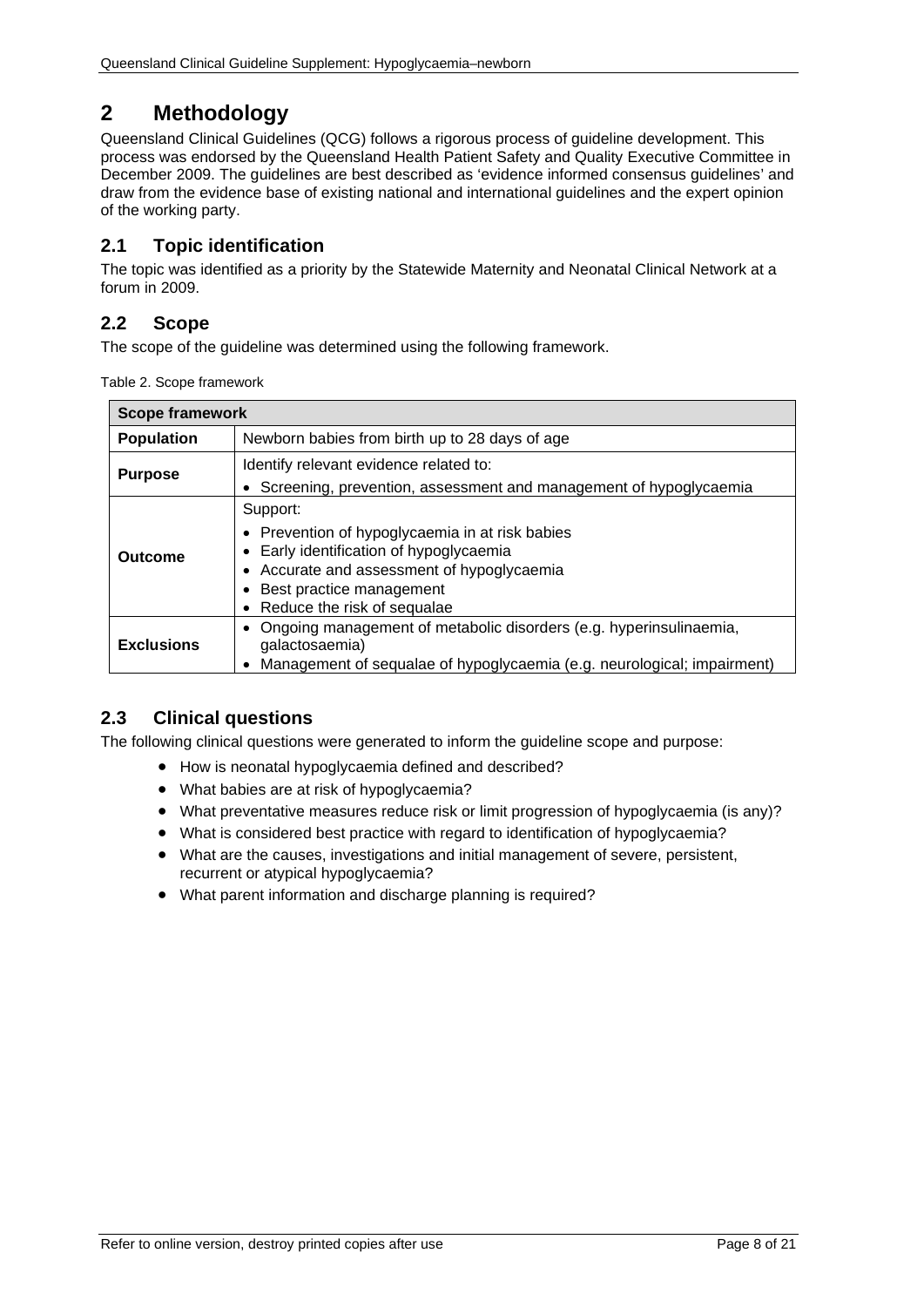# 2 Methodology

Queensland Clinical Guidelines (QCG) follows a rigorous process of guideline development. This process was endorsed by the Queensland Health Patient Safety and Quality Executive Committee in December 2009. The guidelines are best described as 'evidence informed consensus guidelines' and draw from the evidence base of existing national and international guidelines and the expert opinion of the working party.

## 2.1 Topic identification

The topic was identified as a priority by the Statewide Maternity and Neonatal Clinical Network at a forum in 2009.

## 2.2 Scope

The scope of the guideline was determined using the following framework.

Table 2. Scope framework

| Scope framework | |
|---|---|
| **Population** | Newborn babies from birth up to 28 days of age |
| **Purpose** | Identify relevant evidence related to:<br>• Screening, prevention, assessment and management of hypoglycaemia |
| **Outcome** | Support:<br>• Prevention of hypoglycaemia in at risk babies<br>• Early identification of hypoglycaemia<br>• Accurate and assessment of hypoglycaemia<br>• Best practice management<br>• Reduce the risk of sequalae |
| **Exclusions** | • Ongoing management of metabolic disorders (e.g. hyperinsulinaemia, galactosaemia)<br>• Management of sequalae of hypoglycaemia (e.g. neurological; impairment) |

## 2.3 Clinical questions

The following clinical questions were generated to inform the guideline scope and purpose:

- How is neonatal hypoglycaemia defined and described?
- What babies are at risk of hypoglycaemia?
- What preventative measures reduce risk or limit progression of hypoglycaemia (is any)?
- What is considered best practice with regard to identification of hypoglycaemia?
- What are the causes, investigations and initial management of severe, persistent, recurrent or atypical hypoglycaemia?
- What parent information and discharge planning is required?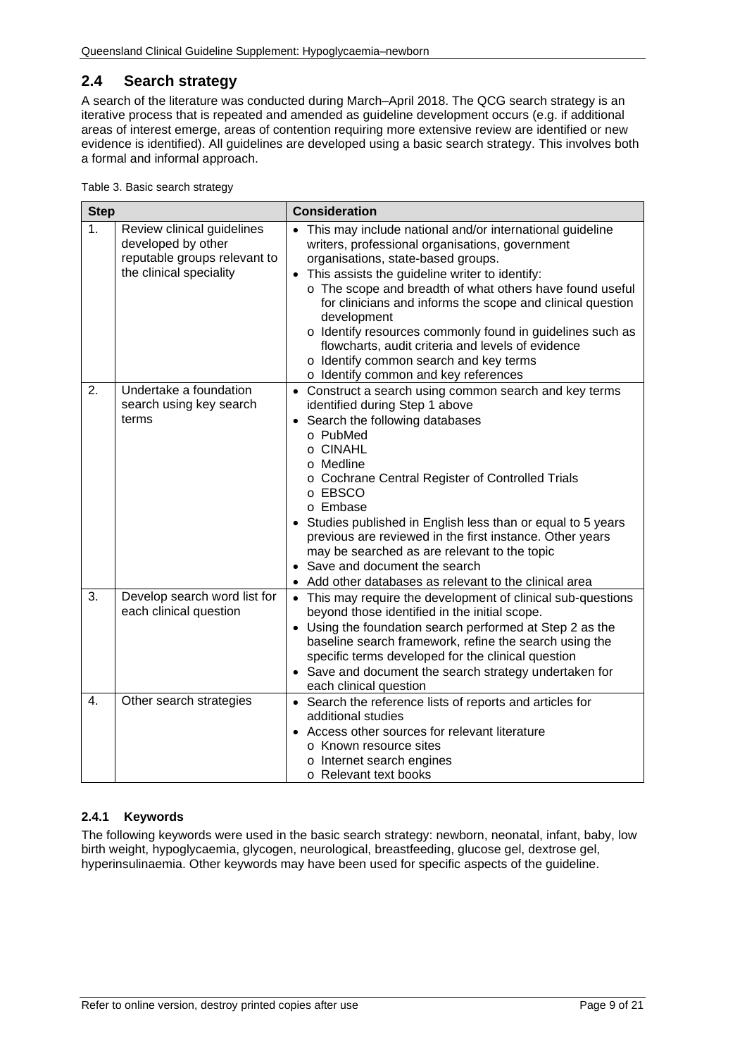## 2.4 Search strategy

A search of the literature was conducted during March–April 2018. The QCG search strategy is an iterative process that is repeated and amended as guideline development occurs (e.g. if additional areas of interest emerge, areas of contention requiring more extensive review are identified or new evidence is identified). All guidelines are developed using a basic search strategy. This involves both a formal and informal approach.

Table 3. Basic search strategy

| Step | | Consideration |
|---|---|---|
| 1. | Review clinical guidelines developed by other reputable groups relevant to the clinical speciality | • This may include national and/or international guideline writers, professional organisations, government organisations, state-based groups.<br>• This assists the guideline writer to identify:<br>o The scope and breadth of what others have found useful for clinicians and informs the scope and clinical question development<br>o Identify resources commonly found in guidelines such as flowcharts, audit criteria and levels of evidence<br>o Identify common search and key terms<br>o Identify common and key references |
| 2. | Undertake a foundation search using key search terms | • Construct a search using common search and key terms identified during Step 1 above<br>• Search the following databases<br>o PubMed<br>o CINAHL<br>o Medline<br>o Cochrane Central Register of Controlled Trials<br>o EBSCO<br>o Embase<br>• Studies published in English less than or equal to 5 years previous are reviewed in the first instance. Other years may be searched as are relevant to the topic<br>• Save and document the search<br>• Add other databases as relevant to the clinical area |
| 3. | Develop search word list for each clinical question | • This may require the development of clinical sub-questions beyond those identified in the initial scope.<br>• Using the foundation search performed at Step 2 as the baseline search framework, refine the search using the specific terms developed for the clinical question<br>• Save and document the search strategy undertaken for each clinical question |
| 4. | Other search strategies | • Search the reference lists of reports and articles for additional studies<br>• Access other sources for relevant literature<br>o Known resource sites<br>o Internet search engines<br>o Relevant text books |

### 2.4.1 Keywords

The following keywords were used in the basic search strategy: newborn, neonatal, infant, baby, low birth weight, hypoglycaemia, glycogen, neurological, breastfeeding, glucose gel, dextrose gel, hyperinsulinaemia. Other keywords may have been used for specific aspects of the guideline.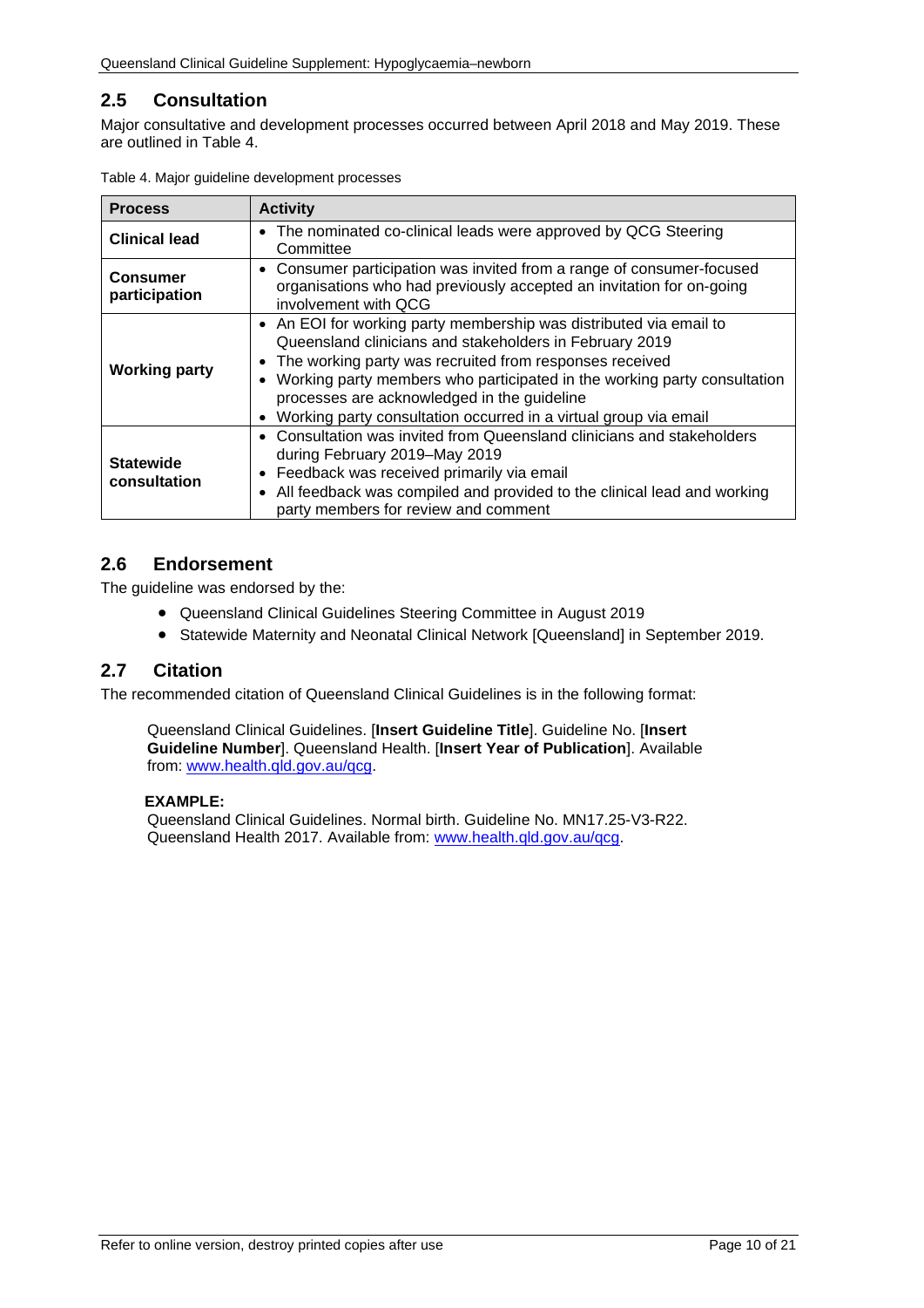## 2.5 Consultation

Major consultative and development processes occurred between April 2018 and May 2019. These are outlined in Table 4.

Table 4. Major guideline development processes

| Process | Activity |
|---|---|
| **Clinical lead** | • The nominated co-clinical leads were approved by QCG Steering Committee |
| **Consumer participation** | • Consumer participation was invited from a range of consumer-focused organisations who had previously accepted an invitation for on-going involvement with QCG |
| **Working party** | • An EOI for working party membership was distributed via email to Queensland clinicians and stakeholders in February 2019<br>• The working party was recruited from responses received<br>• Working party members who participated in the working party consultation processes are acknowledged in the guideline<br>• Working party consultation occurred in a virtual group via email |
| **Statewide consultation** | • Consultation was invited from Queensland clinicians and stakeholders during February 2019–May 2019<br>• Feedback was received primarily via email<br>• All feedback was compiled and provided to the clinical lead and working party members for review and comment |

## 2.6 Endorsement

The guideline was endorsed by the:

- Queensland Clinical Guidelines Steering Committee in August 2019
- Statewide Maternity and Neonatal Clinical Network [Queensland] in September 2019.

## 2.7 Citation

The recommended citation of Queensland Clinical Guidelines is in the following format:

> Queensland Clinical Guidelines. [**Insert Guideline Title**]. Guideline No. [**Insert Guideline Number**]. Queensland Health. [**Insert Year of Publication**]. Available from: www.health.qld.gov.au/qcg.
>
> **EXAMPLE:**
> Queensland Clinical Guidelines. Normal birth. Guideline No. MN17.25-V3-R22. Queensland Health 2017. Available from: www.health.qld.gov.au/qcg.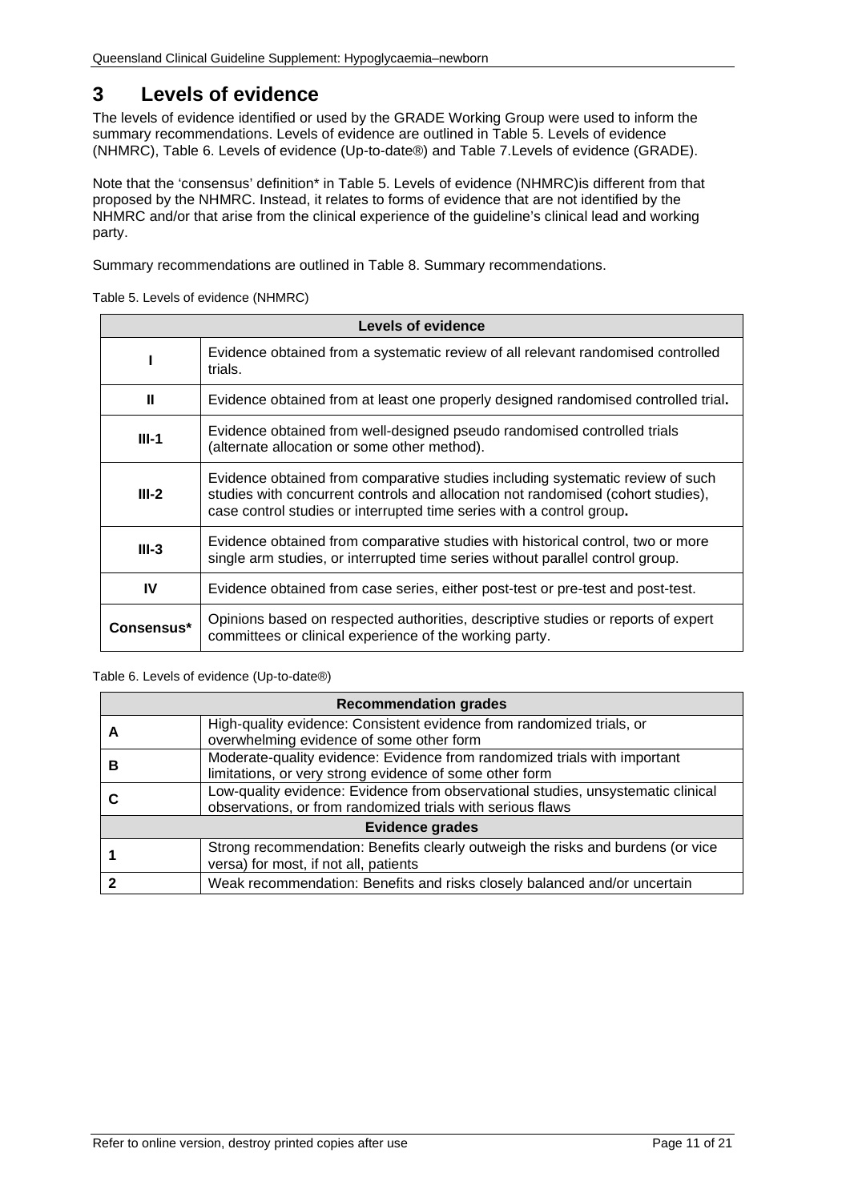# 3 Levels of evidence

The levels of evidence identified or used by the GRADE Working Group were used to inform the summary recommendations. Levels of evidence are outlined in Table 5. Levels of evidence (NHMRC), Table 6. Levels of evidence (Up-to-date®) and Table 7.Levels of evidence (GRADE).

Note that the 'consensus' definition* in Table 5. Levels of evidence (NHMRC)is different from that proposed by the NHMRC. Instead, it relates to forms of evidence that are not identified by the NHMRC and/or that arise from the clinical experience of the guideline's clinical lead and working party.

Summary recommendations are outlined in Table 8. Summary recommendations.

Table 5. Levels of evidence (NHMRC)

| Levels of evidence | |
|---|---|
| **I** | Evidence obtained from a systematic review of all relevant randomised controlled trials. |
| **II** | Evidence obtained from at least one properly designed randomised controlled trial**.** |
| **III-1** | Evidence obtained from well-designed pseudo randomised controlled trials (alternate allocation or some other method). |
| **III-2** | Evidence obtained from comparative studies including systematic review of such studies with concurrent controls and allocation not randomised (cohort studies), case control studies or interrupted time series with a control group**.** |
| **III-3** | Evidence obtained from comparative studies with historical control, two or more single arm studies, or interrupted time series without parallel control group. |
| **IV** | Evidence obtained from case series, either post-test or pre-test and post-test. |
| **Consensus*** | Opinions based on respected authorities, descriptive studies or reports of expert committees or clinical experience of the working party. |

Table 6. Levels of evidence (Up-to-date®)

| Recommendation grades | |
|---|---|
| **A** | High-quality evidence: Consistent evidence from randomized trials, or overwhelming evidence of some other form |
| **B** | Moderate-quality evidence: Evidence from randomized trials with important limitations, or very strong evidence of some other form |
| **C** | Low-quality evidence: Evidence from observational studies, unsystematic clinical observations, or from randomized trials with serious flaws |
| **Evidence grades** | |
| **1** | Strong recommendation: Benefits clearly outweigh the risks and burdens (or vice versa) for most, if not all, patients |
| **2** | Weak recommendation: Benefits and risks closely balanced and/or uncertain |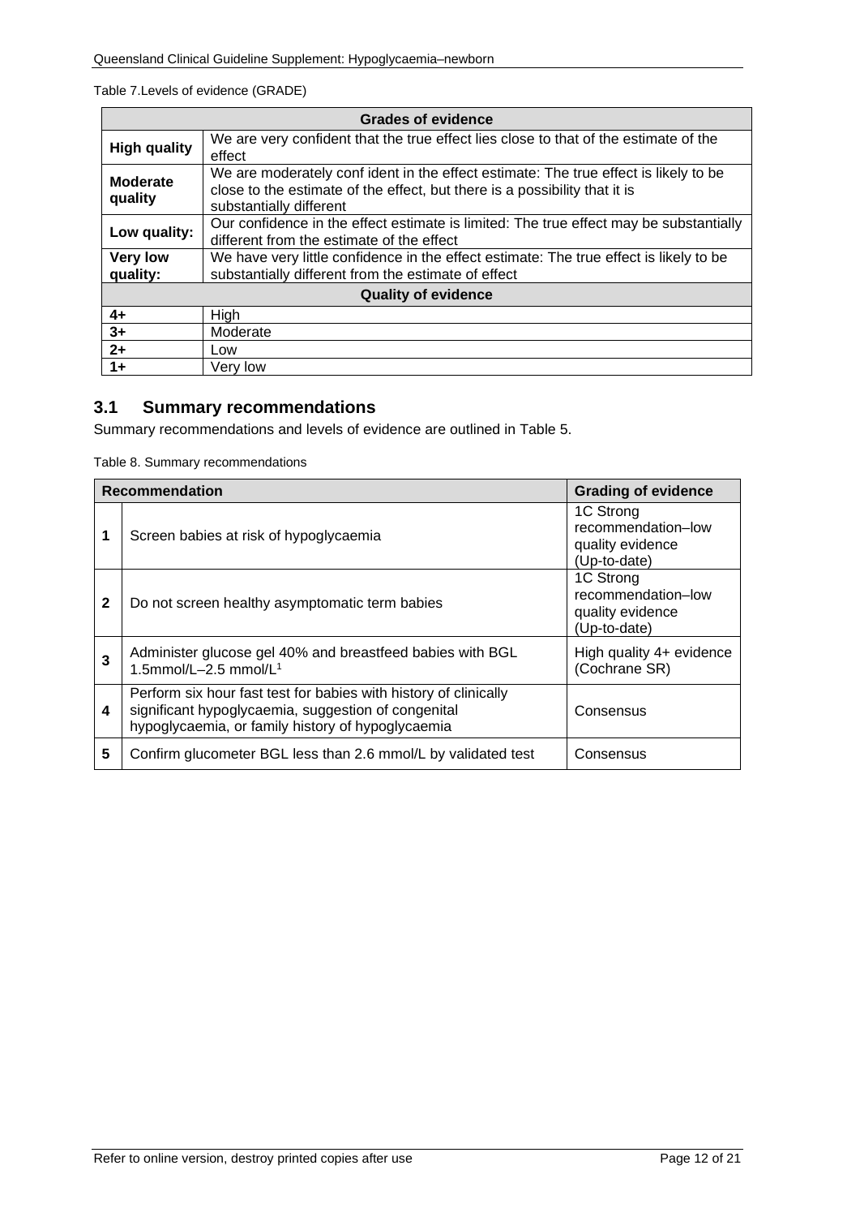Table 7.Levels of evidence (GRADE)

| Grades of evidence | |
|---|---|
| **High quality** | We are very confident that the true effect lies close to that of the estimate of the effect |
| **Moderate quality** | We are moderately conf ident in the effect estimate: The true effect is likely to be close to the estimate of the effect, but there is a possibility that it is substantially different |
| **Low quality:** | Our confidence in the effect estimate is limited: The true effect may be substantially different from the estimate of the effect |
| **Very low quality:** | We have very little confidence in the effect estimate: The true effect is likely to be substantially different from the estimate of effect |
| **Quality of evidence** | |
| **4+** | High |
| **3+** | Moderate |
| **2+** | Low |
| **1+** | Very low |

## 3.1 Summary recommendations

Summary recommendations and levels of evidence are outlined in Table 5.

Table 8. Summary recommendations

| | Recommendation | Grading of evidence |
|---|---|---|
| **1** | Screen babies at risk of hypoglycaemia | 1C Strong recommendation–low quality evidence (Up-to-date) |
| **2** | Do not screen healthy asymptomatic term babies | 1C Strong recommendation–low quality evidence (Up-to-date) |
| **3** | Administer glucose gel 40% and breastfeed babies with BGL 1.5mmol/L–2.5 mmol/L[1] | High quality 4+ evidence (Cochrane SR) |
| **4** | Perform six hour fast test for babies with history of clinically significant hypoglycaemia, suggestion of congenital hypoglycaemia, or family history of hypoglycaemia | Consensus |
| **5** | Confirm glucometer BGL less than 2.6 mmol/L by validated test | Consensus |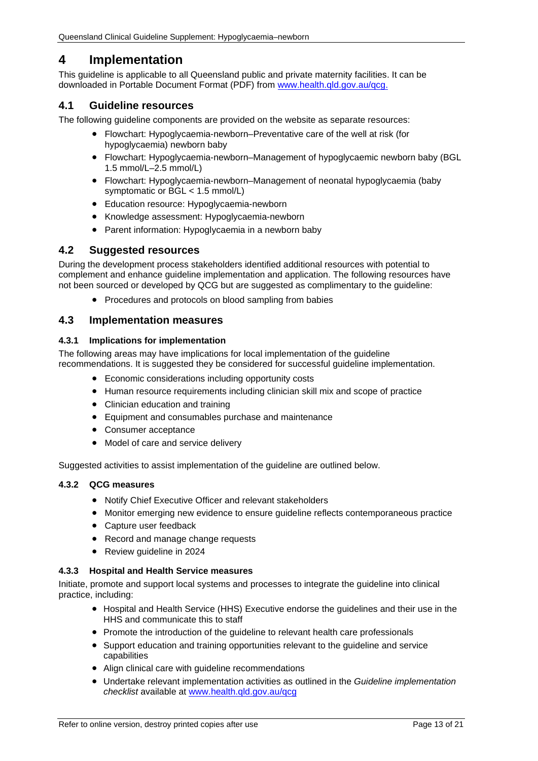# 4 Implementation

This guideline is applicable to all Queensland public and private maternity facilities. It can be downloaded in Portable Document Format (PDF) from [www.health.qld.gov.au/qcg.](www.health.qld.gov.au/qcg)

## 4.1 Guideline resources

The following guideline components are provided on the website as separate resources:

- Flowchart: Hypoglycaemia-newborn–Preventative care of the well at risk (for hypoglycaemia) newborn baby
- Flowchart: Hypoglycaemia-newborn–Management of hypoglycaemic newborn baby (BGL 1.5 mmol/L–2.5 mmol/L)
- Flowchart: Hypoglycaemia-newborn–Management of neonatal hypoglycaemia (baby symptomatic or BGL < 1.5 mmol/L)
- Education resource: Hypoglycaemia-newborn
- Knowledge assessment: Hypoglycaemia-newborn
- Parent information: Hypoglycaemia in a newborn baby

## 4.2 Suggested resources

During the development process stakeholders identified additional resources with potential to complement and enhance guideline implementation and application. The following resources have not been sourced or developed by QCG but are suggested as complimentary to the guideline:

- Procedures and protocols on blood sampling from babies

## 4.3 Implementation measures

### 4.3.1 Implications for implementation

The following areas may have implications for local implementation of the guideline recommendations. It is suggested they be considered for successful guideline implementation.

- Economic considerations including opportunity costs
- Human resource requirements including clinician skill mix and scope of practice
- Clinician education and training
- Equipment and consumables purchase and maintenance
- Consumer acceptance
- Model of care and service delivery

Suggested activities to assist implementation of the guideline are outlined below.

### 4.3.2 QCG measures

- Notify Chief Executive Officer and relevant stakeholders
- Monitor emerging new evidence to ensure guideline reflects contemporaneous practice
- Capture user feedback
- Record and manage change requests
- Review guideline in 2024

### 4.3.3 Hospital and Health Service measures

Initiate, promote and support local systems and processes to integrate the guideline into clinical practice, including:

- Hospital and Health Service (HHS) Executive endorse the guidelines and their use in the HHS and communicate this to staff
- Promote the introduction of the guideline to relevant health care professionals
- Support education and training opportunities relevant to the guideline and service capabilities
- Align clinical care with guideline recommendations
- Undertake relevant implementation activities as outlined in the *Guideline implementation checklist* available at [www.health.qld.gov.au/qcg](www.health.qld.gov.au/qcg)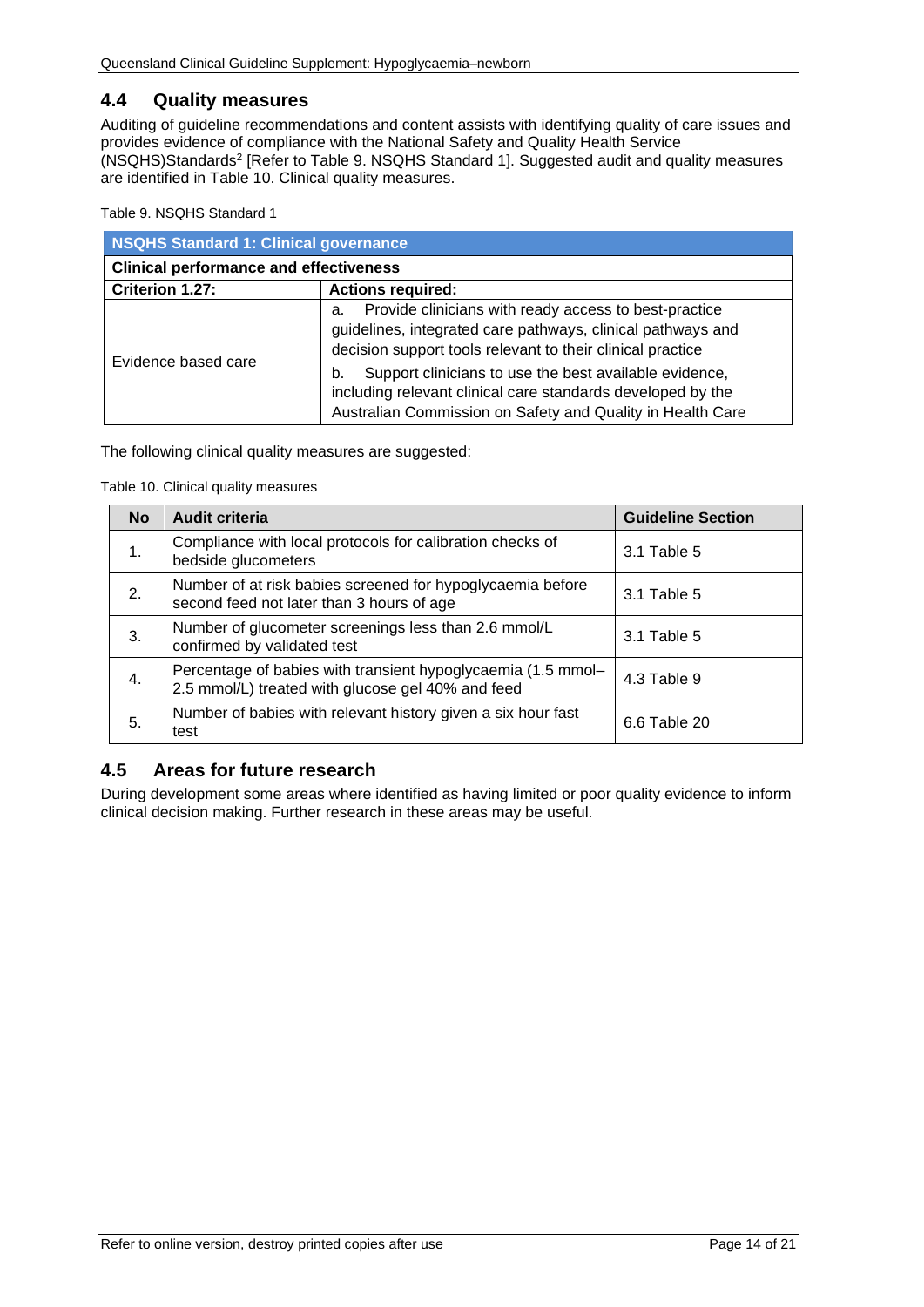## 4.4 Quality measures

Auditing of guideline recommendations and content assists with identifying quality of care issues and provides evidence of compliance with the National Safety and Quality Health Service (NSQHS)Standards[2] [Refer to Table 9. NSQHS Standard 1]. Suggested audit and quality measures are identified in Table 10. Clinical quality measures.

Table 9. NSQHS Standard 1

| **NSQHS Standard 1: Clinical governance** | |
|---|---|
| **Clinical performance and effectiveness** | |
| **Criterion 1.27:** | **Actions required:** |
| Evidence based care | a. Provide clinicians with ready access to best-practice guidelines, integrated care pathways, clinical pathways and decision support tools relevant to their clinical practice |
| | b. Support clinicians to use the best available evidence, including relevant clinical care standards developed by the Australian Commission on Safety and Quality in Health Care |

The following clinical quality measures are suggested:

Table 10. Clinical quality measures

| No | Audit criteria | Guideline Section |
|---|---|---|
| 1. | Compliance with local protocols for calibration checks of bedside glucometers | 3.1 Table 5 |
| 2. | Number of at risk babies screened for hypoglycaemia before second feed not later than 3 hours of age | 3.1 Table 5 |
| 3. | Number of glucometer screenings less than 2.6 mmol/L confirmed by validated test | 3.1 Table 5 |
| 4. | Percentage of babies with transient hypoglycaemia (1.5 mmol–2.5 mmol/L) treated with glucose gel 40% and feed | 4.3 Table 9 |
| 5. | Number of babies with relevant history given a six hour fast test | 6.6 Table 20 |

## 4.5 Areas for future research

During development some areas where identified as having limited or poor quality evidence to inform clinical decision making. Further research in these areas may be useful.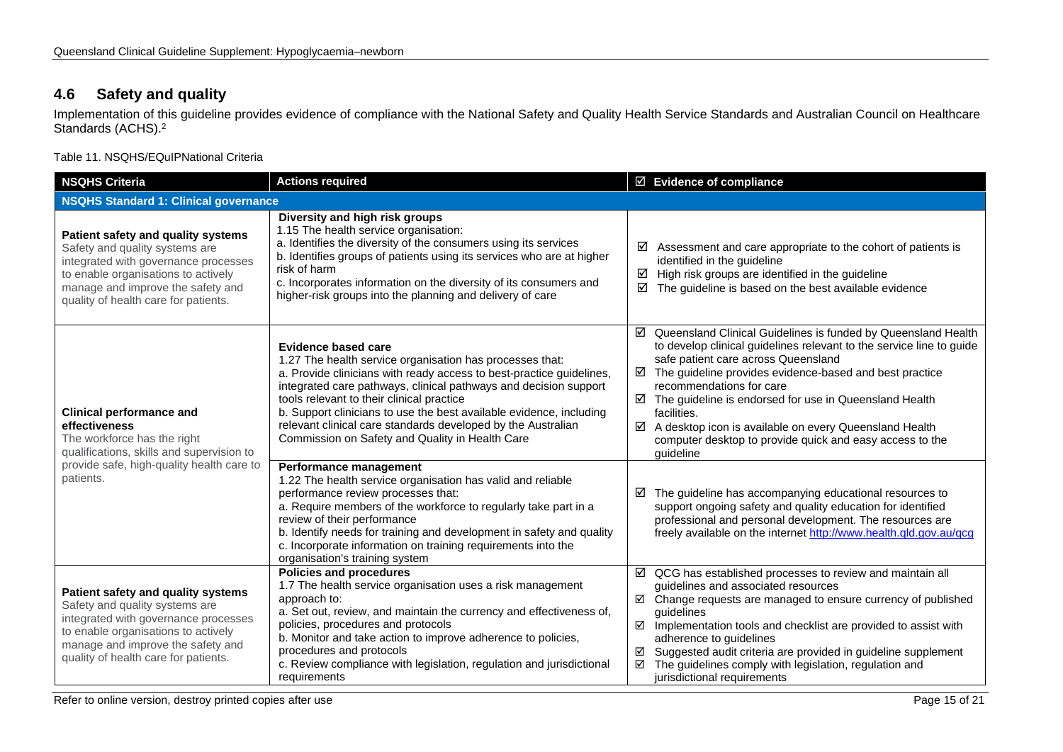## 4.6 Safety and quality

Implementation of this guideline provides evidence of compliance with the National Safety and Quality Health Service Standards and Australian Council on Healthcare Standards (ACHS).[2]

Table 11. NSQHS/EQuIPNational Criteria

| NSQHS Criteria | Actions required | ☑ Evidence of compliance |
|---|---|---|
| **NSQHS Standard 1: Clinical governance** | | |
| **Patient safety and quality systems** Safety and quality systems are integrated with governance processes to enable organisations to actively manage and improve the safety and quality of health care for patients. | **Diversity and high risk groups** 1.15 The health service organisation: a. Identifies the diversity of the consumers using its services b. Identifies groups of patients using its services who are at higher risk of harm c. Incorporates information on the diversity of its consumers and higher-risk groups into the planning and delivery of care | ☑ Assessment and care appropriate to the cohort of patients is identified in the guideline ☑ High risk groups are identified in the guideline ☑ The guideline is based on the best available evidence |
| **Clinical performance and effectiveness** The workforce has the right qualifications, skills and supervision to provide safe, high-quality health care to patients. | **Evidence based care** 1.27 The health service organisation has processes that: a. Provide clinicians with ready access to best-practice guidelines, integrated care pathways, clinical pathways and decision support tools relevant to their clinical practice b. Support clinicians to use the best available evidence, including relevant clinical care standards developed by the Australian Commission on Safety and Quality in Health Care | ☑ Queensland Clinical Guidelines is funded by Queensland Health to develop clinical guidelines relevant to the service line to guide safe patient care across Queensland ☑ The guideline provides evidence-based and best practice recommendations for care ☑ The guideline is endorsed for use in Queensland Health facilities. ☑ A desktop icon is available on every Queensland Health computer desktop to provide quick and easy access to the guideline |
| | **Performance management** 1.22 The health service organisation has valid and reliable performance review processes that: a. Require members of the workforce to regularly take part in a review of their performance b. Identify needs for training and development in safety and quality c. Incorporate information on training requirements into the organisation's training system | ☑ The guideline has accompanying educational resources to support ongoing safety and quality education for identified professional and personal development. The resources are freely available on the internet http://www.health.qld.gov.au/qcg |
| **Patient safety and quality systems** Safety and quality systems are integrated with governance processes to enable organisations to actively manage and improve the safety and quality of health care for patients. | **Policies and procedures** 1.7 The health service organisation uses a risk management approach to: a. Set out, review, and maintain the currency and effectiveness of, policies, procedures and protocols b. Monitor and take action to improve adherence to policies, procedures and protocols c. Review compliance with legislation, regulation and jurisdictional requirements | ☑ QCG has established processes to review and maintain all guidelines and associated resources ☑ Change requests are managed to ensure currency of published guidelines ☑ Implementation tools and checklist are provided to assist with adherence to guidelines ☑ Suggested audit criteria are provided in guideline supplement ☑ The guidelines comply with legislation, regulation and jurisdictional requirements |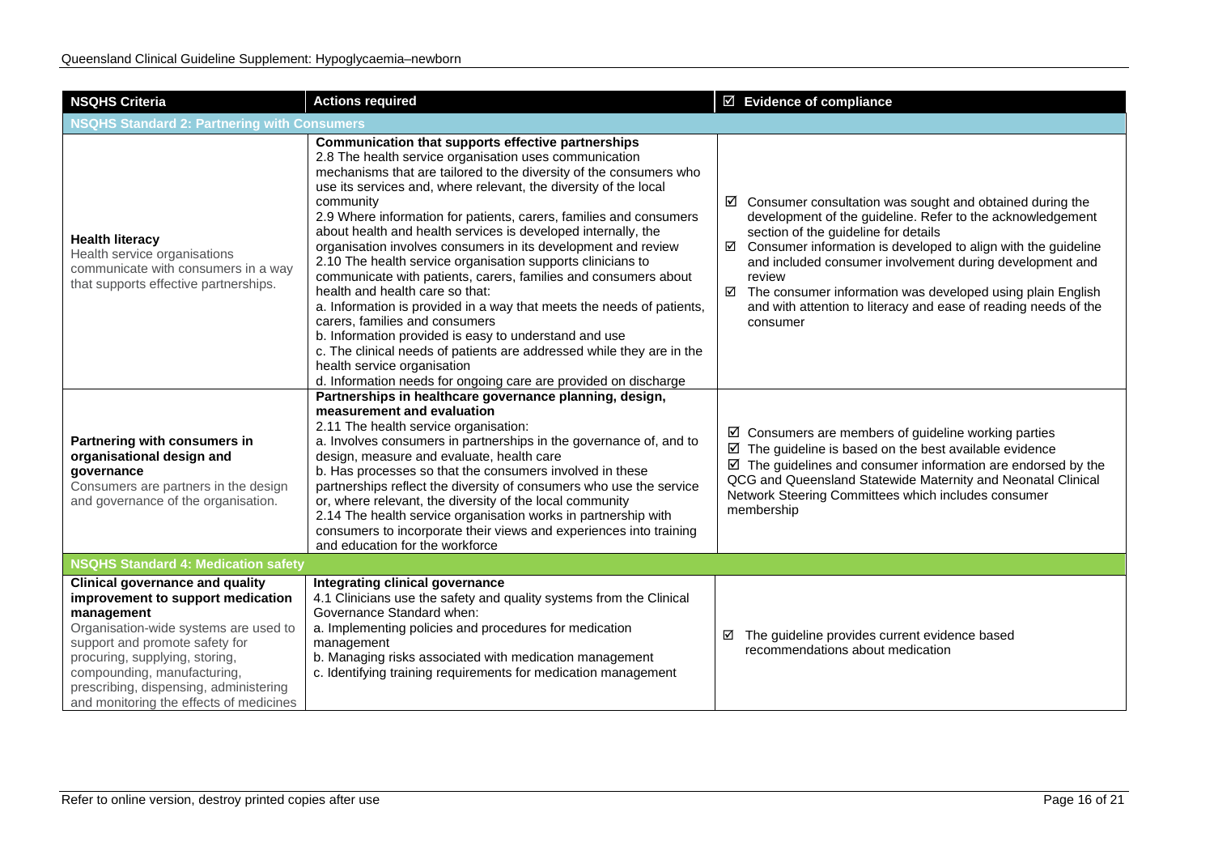| NSQHS Criteria | Actions required | ☑ Evidence of compliance |
|---|---|---|
| **NSQHS Standard 2: Partnering with Consumers** | | |
| **Health literacy** Health service organisations communicate with consumers in a way that supports effective partnerships. | **Communication that supports effective partnerships** 2.8 The health service organisation uses communication mechanisms that are tailored to the diversity of the consumers who use its services and, where relevant, the diversity of the local community 2.9 Where information for patients, carers, families and consumers about health and health services is developed internally, the organisation involves consumers in its development and review 2.10 The health service organisation supports clinicians to communicate with patients, carers, families and consumers about health and health care so that: a. Information is provided in a way that meets the needs of patients, carers, families and consumers b. Information provided is easy to understand and use c. The clinical needs of patients are addressed while they are in the health service organisation d. Information needs for ongoing care are provided on discharge | ☑ Consumer consultation was sought and obtained during the development of the guideline. Refer to the acknowledgement section of the guideline for details ☑ Consumer information is developed to align with the guideline and included consumer involvement during development and review ☑ The consumer information was developed using plain English and with attention to literacy and ease of reading needs of the consumer |
| **Partnering with consumers in organisational design and governance** Consumers are partners in the design and governance of the organisation. | **Partnerships in healthcare governance planning, design, measurement and evaluation** 2.11 The health service organisation: a. Involves consumers in partnerships in the governance of, and to design, measure and evaluate, health care b. Has processes so that the consumers involved in these partnerships reflect the diversity of consumers who use the service or, where relevant, the diversity of the local community 2.14 The health service organisation works in partnership with consumers to incorporate their views and experiences into training and education for the workforce | ☑ Consumers are members of guideline working parties ☑ The guideline is based on the best available evidence ☑ The guidelines and consumer information are endorsed by the QCG and Queensland Statewide Maternity and Neonatal Clinical Network Steering Committees which includes consumer membership |
| **NSQHS Standard 4: Medication safety** | | |
| **Clinical governance and quality improvement to support medication management** Organisation-wide systems are used to support and promote safety for procuring, supplying, storing, compounding, manufacturing, prescribing, dispensing, administering and monitoring the effects of medicines | **Integrating clinical governance** 4.1 Clinicians use the safety and quality systems from the Clinical Governance Standard when: a. Implementing policies and procedures for medication management b. Managing risks associated with medication management c. Identifying training requirements for medication management | ☑ The guideline provides current evidence based recommendations about medication |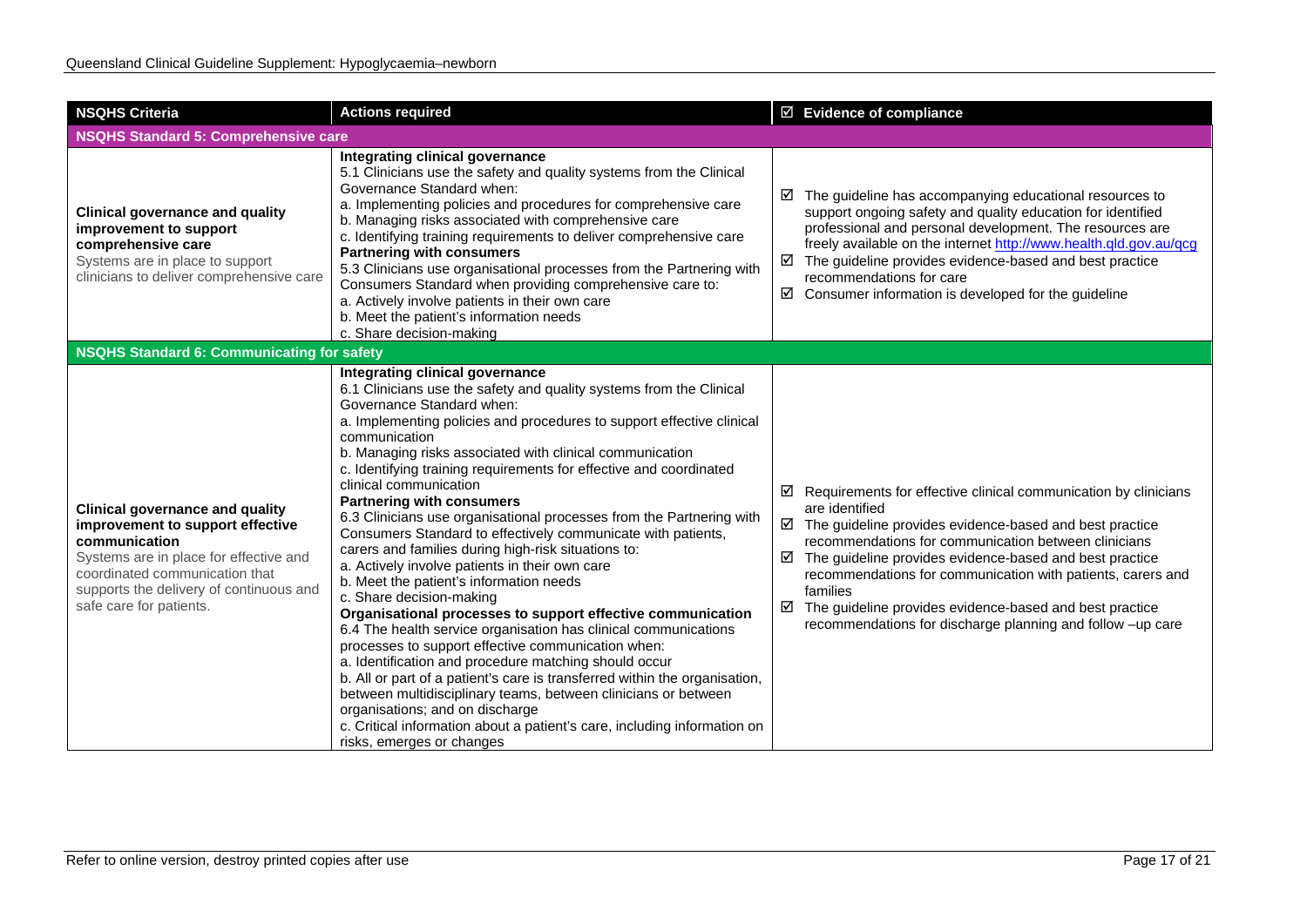| NSQHS Criteria | Actions required | ☑ Evidence of compliance |
| --- | --- | --- |
| **NSQHS Standard 5: Comprehensive care** | | |
| **Clinical governance and quality improvement to support comprehensive care**<br>Systems are in place to support clinicians to deliver comprehensive care | **Integrating clinical governance**<br>5.1 Clinicians use the safety and quality systems from the Clinical Governance Standard when:<br>a. Implementing policies and procedures for comprehensive care<br>b. Managing risks associated with comprehensive care<br>c. Identifying training requirements to deliver comprehensive care<br>**Partnering with consumers**<br>5.3 Clinicians use organisational processes from the Partnering with Consumers Standard when providing comprehensive care to:<br>a. Actively involve patients in their own care<br>b. Meet the patient's information needs<br>c. Share decision-making | ☑ The guideline has accompanying educational resources to support ongoing safety and quality education for identified professional and personal development. The resources are freely available on the internet http://www.health.qld.gov.au/qcg<br>☑ The guideline provides evidence-based and best practice recommendations for care<br>☑ Consumer information is developed for the guideline |
| **NSQHS Standard 6: Communicating for safety** | | |
| **Clinical governance and quality improvement to support effective communication**<br>Systems are in place for effective and coordinated communication that supports the delivery of continuous and safe care for patients. | **Integrating clinical governance**<br>6.1 Clinicians use the safety and quality systems from the Clinical Governance Standard when:<br>a. Implementing policies and procedures to support effective clinical communication<br>b. Managing risks associated with clinical communication<br>c. Identifying training requirements for effective and coordinated clinical communication<br>**Partnering with consumers**<br>6.3 Clinicians use organisational processes from the Partnering with Consumers Standard to effectively communicate with patients, carers and families during high-risk situations to:<br>a. Actively involve patients in their own care<br>b. Meet the patient's information needs<br>c. Share decision-making<br>**Organisational processes to support effective communication**<br>6.4 The health service organisation has clinical communications processes to support effective communication when:<br>a. Identification and procedure matching should occur<br>b. All or part of a patient's care is transferred within the organisation, between multidisciplinary teams, between clinicians or between organisations; and on discharge<br>c. Critical information about a patient's care, including information on risks, emerges or changes | ☑ Requirements for effective clinical communication by clinicians are identified<br>☑ The guideline provides evidence-based and best practice recommendations for communication between clinicians<br>☑ The guideline provides evidence-based and best practice recommendations for communication with patients, carers and families<br>☑ The guideline provides evidence-based and best practice recommendations for discharge planning and follow –up care |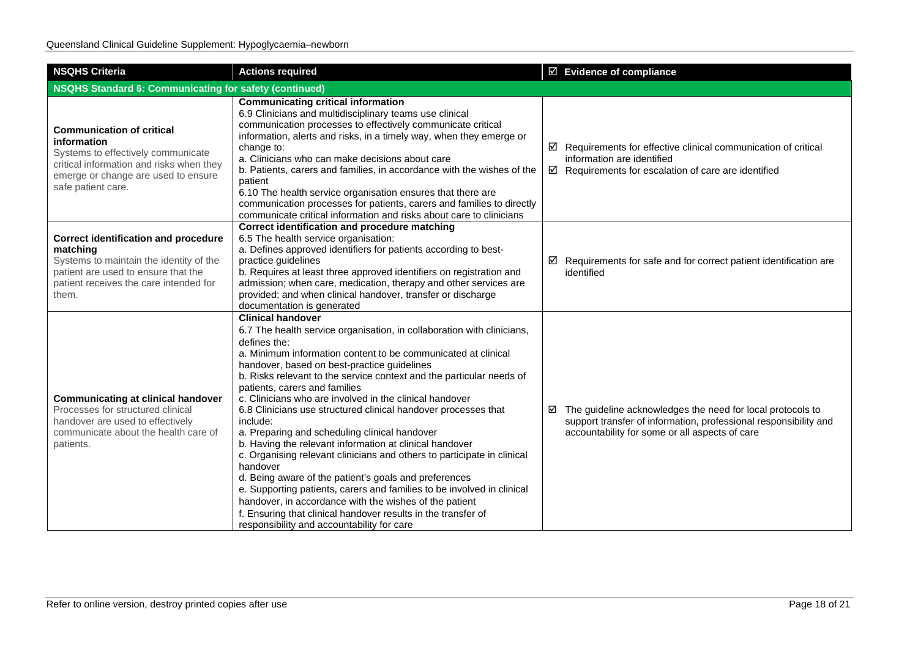| NSQHS Criteria | Actions required | ☑ Evidence of compliance |
|---|---|---|
| **NSQHS Standard 6: Communicating for safety (continued)** | | |
| **Communication of critical information**<br>Systems to effectively communicate critical information and risks when they emerge or change are used to ensure safe patient care. | **Communicating critical information**<br>6.9 Clinicians and multidisciplinary teams use clinical communication processes to effectively communicate critical information, alerts and risks, in a timely way, when they emerge or change to:<br>a. Clinicians who can make decisions about care<br>b. Patients, carers and families, in accordance with the wishes of the patient<br>6.10 The health service organisation ensures that there are communication processes for patients, carers and families to directly communicate critical information and risks about care to clinicians | ☑ Requirements for effective clinical communication of critical information are identified<br>☑ Requirements for escalation of care are identified |
| **Correct identification and procedure matching**<br>Systems to maintain the identity of the patient are used to ensure that the patient receives the care intended for them. | **Correct identification and procedure matching**<br>6.5 The health service organisation:<br>a. Defines approved identifiers for patients according to best-practice guidelines<br>b. Requires at least three approved identifiers on registration and admission; when care, medication, therapy and other services are provided; and when clinical handover, transfer or discharge documentation is generated | ☑ Requirements for safe and for correct patient identification are identified |
| **Communicating at clinical handover**<br>Processes for structured clinical handover are used to effectively communicate about the health care of patients. | **Clinical handover**<br>6.7 The health service organisation, in collaboration with clinicians, defines the:<br>a. Minimum information content to be communicated at clinical handover, based on best-practice guidelines<br>b. Risks relevant to the service context and the particular needs of patients, carers and families<br>c. Clinicians who are involved in the clinical handover<br>6.8 Clinicians use structured clinical handover processes that include:<br>a. Preparing and scheduling clinical handover<br>b. Having the relevant information at clinical handover<br>c. Organising relevant clinicians and others to participate in clinical handover<br>d. Being aware of the patient's goals and preferences<br>e. Supporting patients, carers and families to be involved in clinical handover, in accordance with the wishes of the patient<br>f. Ensuring that clinical handover results in the transfer of responsibility and accountability for care | ☑ The guideline acknowledges the need for local protocols to support transfer of information, professional responsibility and accountability for some or all aspects of care |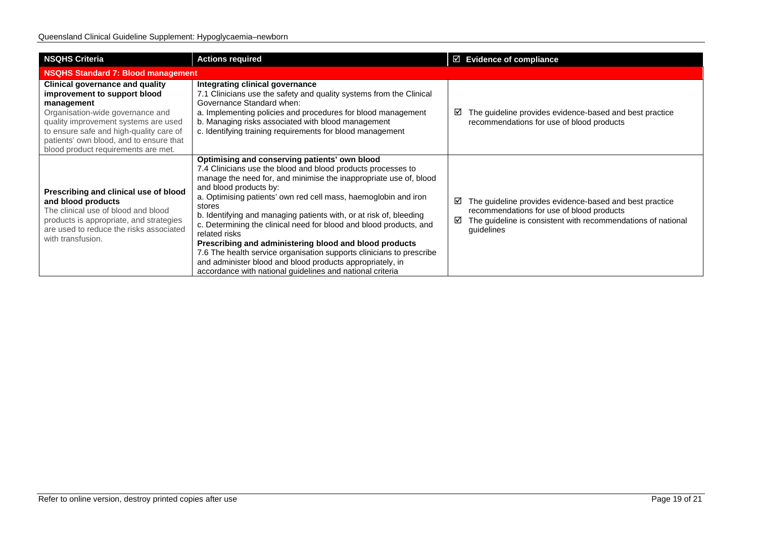| NSQHS Criteria | Actions required | ☑ Evidence of compliance |
|---|---|---|
| **NSQHS Standard 7: Blood management** | | |
| **Clinical governance and quality improvement to support blood management**<br>Organisation-wide governance and quality improvement systems are used to ensure safe and high-quality care of patients' own blood, and to ensure that blood product requirements are met. | **Integrating clinical governance**<br>7.1 Clinicians use the safety and quality systems from the Clinical Governance Standard when:<br>a. Implementing policies and procedures for blood management<br>b. Managing risks associated with blood management<br>c. Identifying training requirements for blood management | ☑ The guideline provides evidence-based and best practice recommendations for use of blood products |
| **Prescribing and clinical use of blood and blood products**<br>The clinical use of blood and blood products is appropriate, and strategies are used to reduce the risks associated with transfusion. | **Optimising and conserving patients' own blood**<br>7.4 Clinicians use the blood and blood products processes to manage the need for, and minimise the inappropriate use of, blood and blood products by:<br>a. Optimising patients' own red cell mass, haemoglobin and iron stores<br>b. Identifying and managing patients with, or at risk of, bleeding<br>c. Determining the clinical need for blood and blood products, and related risks<br>**Prescribing and administering blood and blood products**<br>7.6 The health service organisation supports clinicians to prescribe and administer blood and blood products appropriately, in accordance with national guidelines and national criteria | ☑ The guideline provides evidence-based and best practice recommendations for use of blood products<br>☑ The guideline is consistent with recommendations of national guidelines |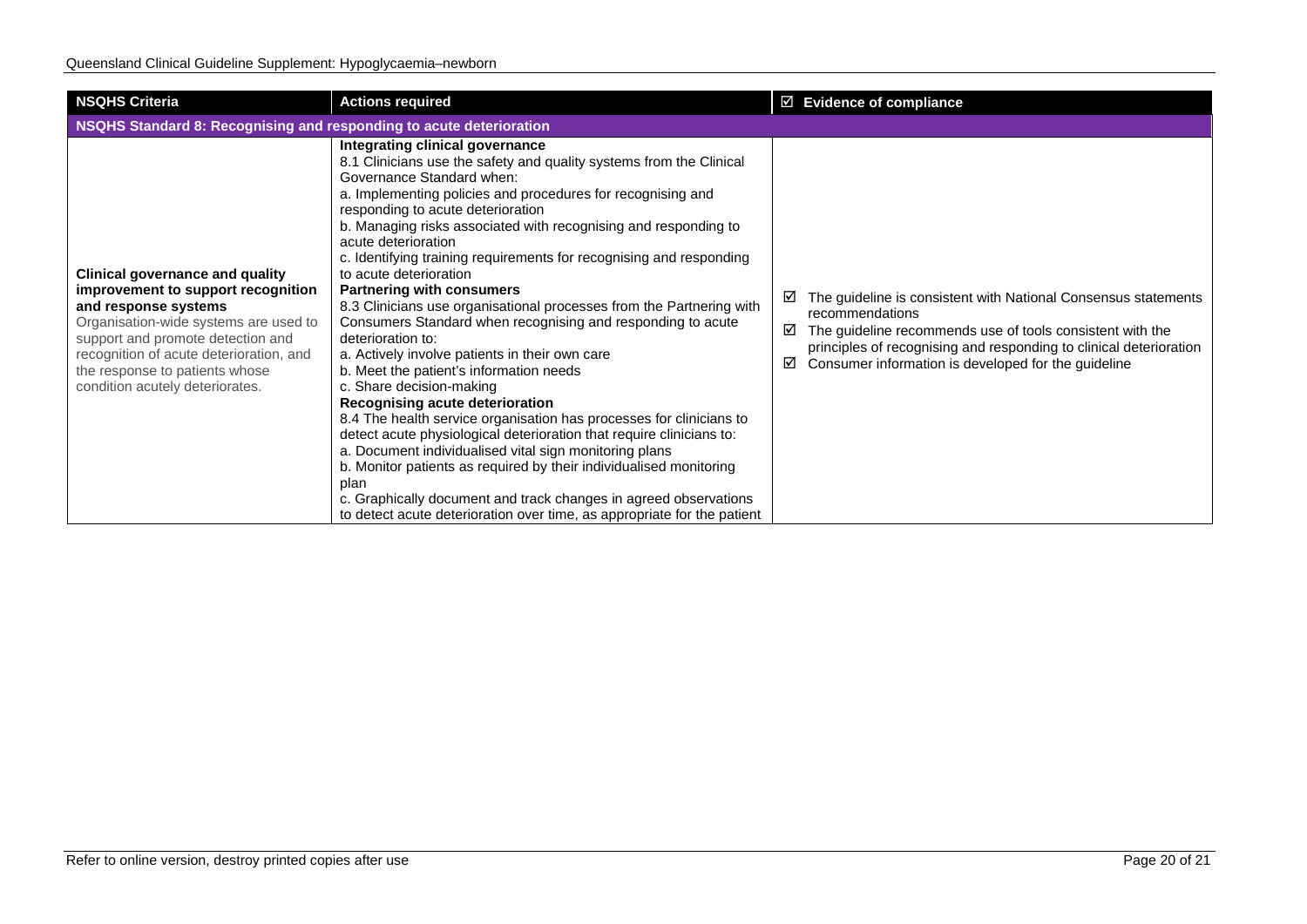| NSQHS Criteria | Actions required | ☑ Evidence of compliance |
|---|---|---|
| **NSQHS Standard 8: Recognising and responding to acute deterioration** | | |
| **Clinical governance and quality improvement to support recognition and response systems**<br>Organisation-wide systems are used to support and promote detection and recognition of acute deterioration, and the response to patients whose condition acutely deteriorates. | **Integrating clinical governance**<br>8.1 Clinicians use the safety and quality systems from the Clinical Governance Standard when:<br>a. Implementing policies and procedures for recognising and responding to acute deterioration<br>b. Managing risks associated with recognising and responding to acute deterioration<br>c. Identifying training requirements for recognising and responding to acute deterioration<br>**Partnering with consumers**<br>8.3 Clinicians use organisational processes from the Partnering with Consumers Standard when recognising and responding to acute deterioration to:<br>a. Actively involve patients in their own care<br>b. Meet the patient's information needs<br>c. Share decision-making<br>**Recognising acute deterioration**<br>8.4 The health service organisation has processes for clinicians to detect acute physiological deterioration that require clinicians to:<br>a. Document individualised vital sign monitoring plans<br>b. Monitor patients as required by their individualised monitoring plan<br>c. Graphically document and track changes in agreed observations to detect acute deterioration over time, as appropriate for the patient | ☑ The guideline is consistent with National Consensus statements recommendations<br>☑ The guideline recommends use of tools consistent with the principles of recognising and responding to clinical deterioration<br>☑ Consumer information is developed for the guideline |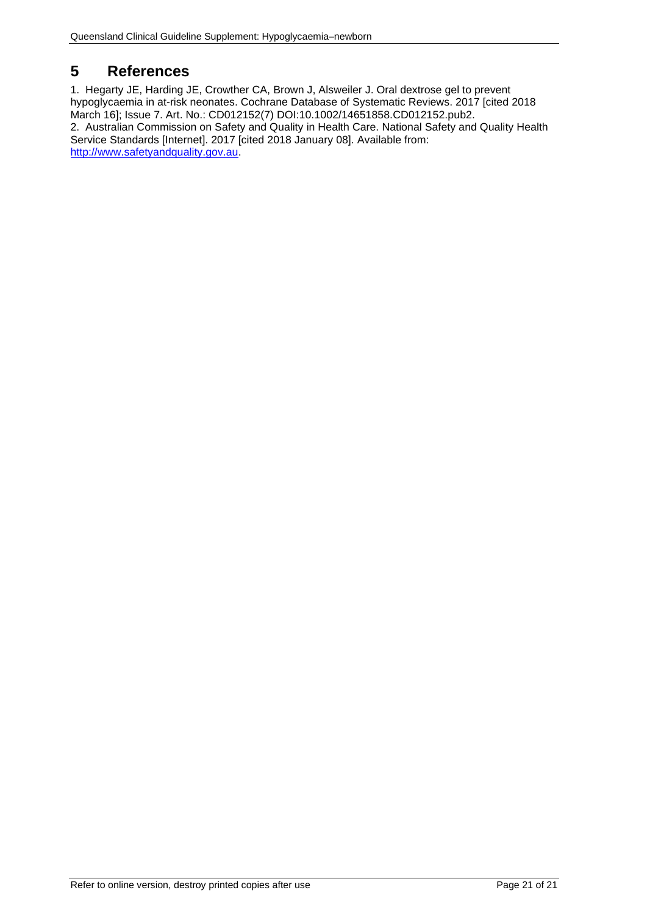# 5 References

1. Hegarty JE, Harding JE, Crowther CA, Brown J, Alsweiler J. Oral dextrose gel to prevent hypoglycaemia in at-risk neonates. Cochrane Database of Systematic Reviews. 2017 [cited 2018 March 16]; Issue 7. Art. No.: CD012152(7) DOI:10.1002/14651858.CD012152.pub2.
2. Australian Commission on Safety and Quality in Health Care. National Safety and Quality Health Service Standards [Internet]. 2017 [cited 2018 January 08]. Available from: http://www.safetyandquality.gov.au.